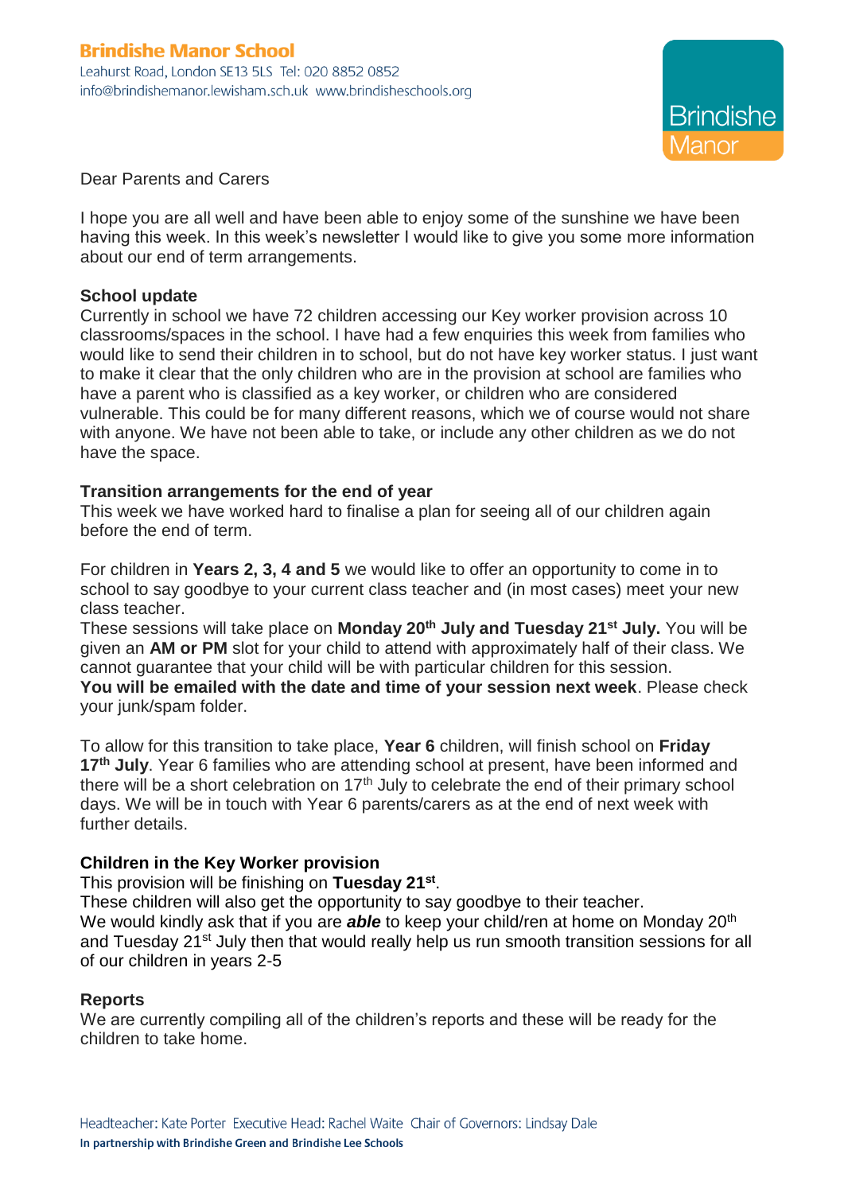**Brindishe Manor School**
Leahurst Road, London SE13 5LS Tel: 020 8852 0852
info@brindishemanor.lewisham.sch.uk www.brindisheschools.org

Brindishe Manor

Dear Parents and Carers

I hope you are all well and have been able to enjoy some of the sunshine we have been having this week. In this week's newsletter I would like to give you some more information about our end of term arrangements.

**School update**
Currently in school we have 72 children accessing our Key worker provision across 10 classrooms/spaces in the school. I have had a few enquiries this week from families who would like to send their children in to school, but do not have key worker status. I just want to make it clear that the only children who are in the provision at school are families who have a parent who is classified as a key worker, or children who are considered vulnerable. This could be for many different reasons, which we of course would not share with anyone. We have not been able to take, or include any other children as we do not have the space.

**Transition arrangements for the end of year**
This week we have worked hard to finalise a plan for seeing all of our children again before the end of term.

For children in **Years 2, 3, 4 and 5** we would like to offer an opportunity to come in to school to say goodbye to your current class teacher and (in most cases) meet your new class teacher.
These sessions will take place on **Monday 20th July and Tuesday 21st July.** You will be given an **AM or PM** slot for your child to attend with approximately half of their class. We cannot guarantee that your child will be with particular children for this session.
**You will be emailed with the date and time of your session next week**. Please check your junk/spam folder.

To allow for this transition to take place, **Year 6** children, will finish school on **Friday 17th July**. Year 6 families who are attending school at present, have been informed and there will be a short celebration on 17th July to celebrate the end of their primary school days. We will be in touch with Year 6 parents/carers as at the end of next week with further details.

**Children in the Key Worker provision**
This provision will be finishing on **Tuesday 21st**.
These children will also get the opportunity to say goodbye to their teacher.
We would kindly ask that if you are ***able*** to keep your child/ren at home on Monday 20th and Tuesday 21st July then that would really help us run smooth transition sessions for all of our children in years 2-5

**Reports**
We are currently compiling all of the children's reports and these will be ready for the children to take home.

Headteacher: Kate Porter Executive Head: Rachel Waite Chair of Governors: Lindsay Dale
**In partnership with Brindishe Green and Brindishe Lee Schools**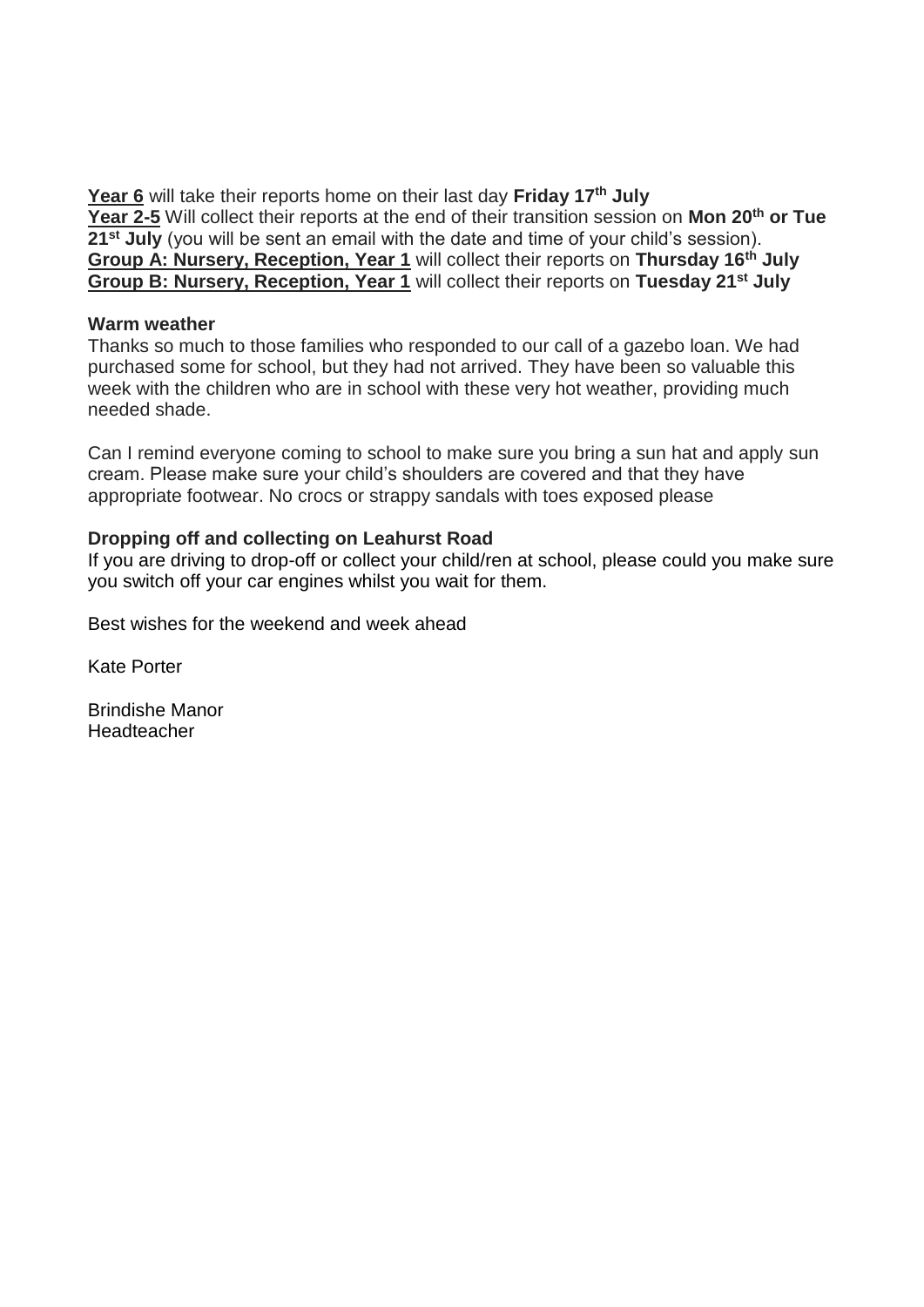**<u>Year 6</u>** will take their reports home on their last day **Friday 17th July**
**<u>Year 2-5</u>** Will collect their reports at the end of their transition session on **Mon 20th or Tue 21st July** (you will be sent an email with the date and time of your child's session).
**<u>Group A: Nursery, Reception, Year 1</u>** will collect their reports on **Thursday 16th July**
**<u>Group B: Nursery, Reception, Year 1</u>** will collect their reports on **Tuesday 21st July**

**Warm weather**
Thanks so much to those families who responded to our call of a gazebo loan. We had purchased some for school, but they had not arrived. They have been so valuable this week with the children who are in school with these very hot weather, providing much needed shade.

Can I remind everyone coming to school to make sure you bring a sun hat and apply sun cream. Please make sure your child's shoulders are covered and that they have appropriate footwear. No crocs or strappy sandals with toes exposed please

**Dropping off and collecting on Leahurst Road**
If you are driving to drop-off or collect your child/ren at school, please could you make sure you switch off your car engines whilst you wait for them.

Best wishes for the weekend and week ahead

Kate Porter

Brindishe Manor
Headteacher